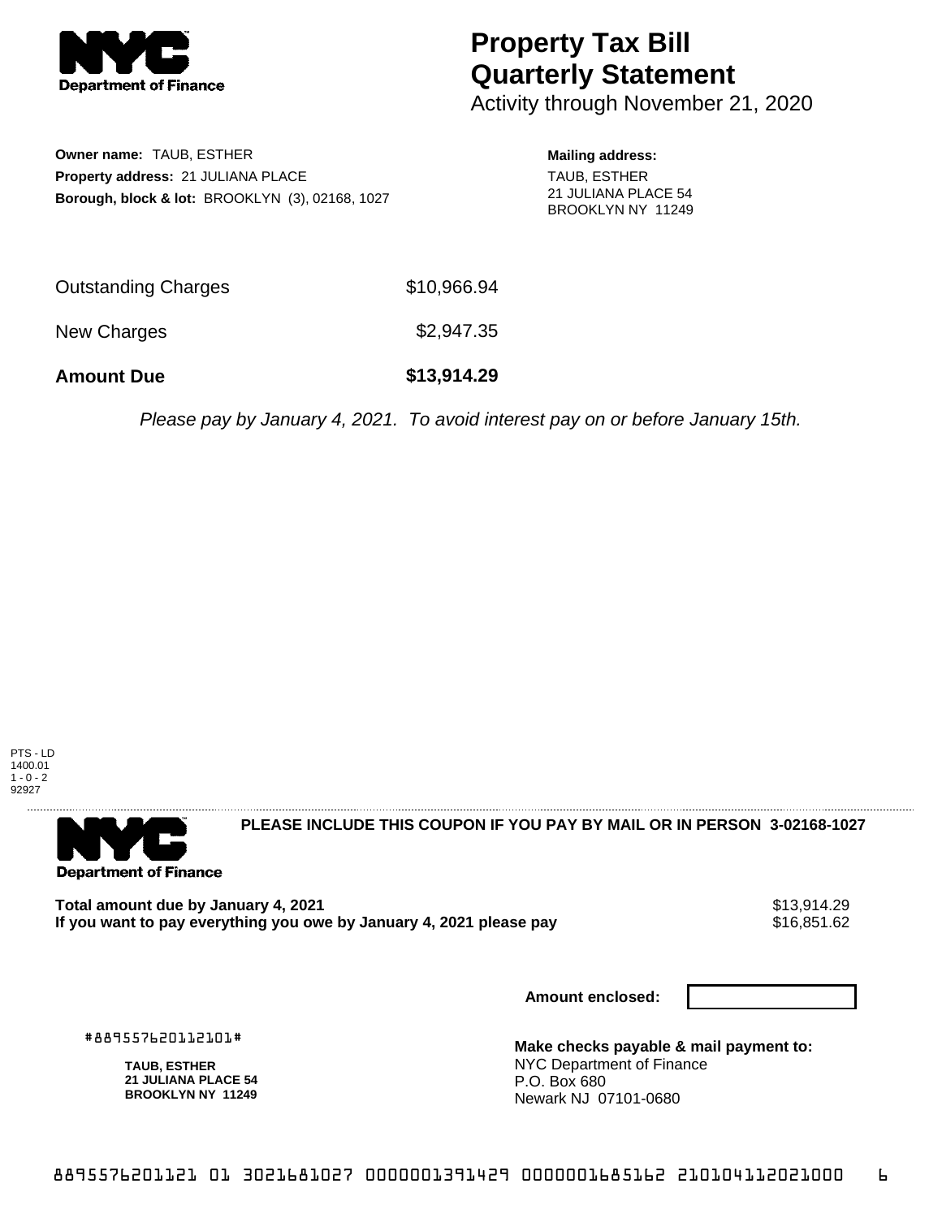# Property Tax Bill Quarterly Statement

Activity through November 21, 2020

**Owner name:** TAUB, ESTHER
**Property address:** 21 JULIANA PLACE
**Borough, block & lot:** BROOKLYN (3), 02168, 1027

**Mailing address:**
TAUB, ESTHER
21 JULIANA PLACE 54
BROOKLYN NY 11249

| | |
|---|---|
| Outstanding Charges | $10,966.94 |
| New Charges | $2,947.35 |
| **Amount Due** | **$13,914.29** |

*Please pay by January 4, 2021. To avoid interest pay on or before January 15th.*

PTS - LD
1400.01
1 - 0 - 2
92927

**PLEASE INCLUDE THIS COUPON IF YOU PAY BY MAIL OR IN PERSON 3-02168-1027**

| | |
|---|---|
| **Total amount due by January 4, 2021** | $13,914.29 |
| **If you want to pay everything you owe by January 4, 2021 please pay** | $16,851.62 |

**Amount enclosed:**

#889557620112101#

**TAUB, ESTHER**
**21 JULIANA PLACE 54**
**BROOKLYN NY 11249**

**Make checks payable & mail payment to:**
NYC Department of Finance
P.O. Box 680
Newark NJ 07101-0680

8895576201121 01 3021681027 0000001391429 0000001685162 210104112021000 6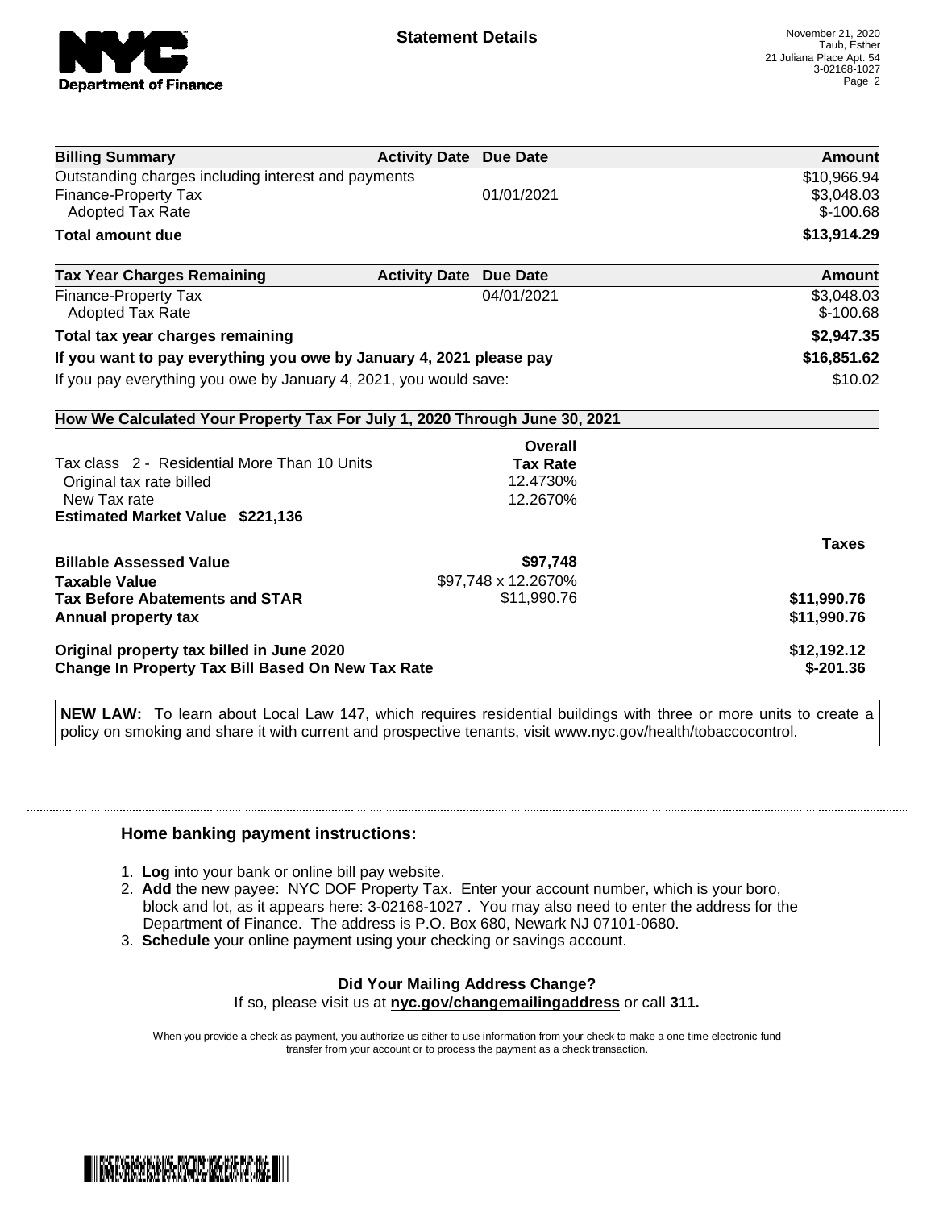# Statement Details

November 21, 2020
Taub, Esther
21 Juliana Place Apt. 54
3-02168-1027

| Billing Summary | Activity Date | Due Date | Amount |
| --- | --- | --- | --- |
| Outstanding charges including interest and payments | | | $10,966.94 |
| Finance-Property Tax | | 01/01/2021 | $3,048.03 |
| Adopted Tax Rate | | | $-100.68 |
| **Total amount due** | | | **$13,914.29** |

| Tax Year Charges Remaining | Activity Date | Due Date | Amount |
| --- | --- | --- | --- |
| Finance-Property Tax | | 04/01/2021 | $3,048.03 |
| Adopted Tax Rate | | | $-100.68 |
| **Total tax year charges remaining** | | | **$2,947.35** |
| **If you want to pay everything you owe by January 4, 2021 please pay** | | | **$16,851.62** |
| If you pay everything you owe by January 4, 2021, you would save: | | | $10.02 |

## How We Calculated Your Property Tax For July 1, 2020 Through June 30, 2021

| | Overall Tax Rate | Taxes |
| --- | --- | --- |
| Tax class 2 - Residential More Than 10 Units | | |
| Original tax rate billed | 12.4730% | |
| New Tax rate | 12.2670% | |
| **Estimated Market Value $221,136** | | |
| **Billable Assessed Value** | **$97,748** | |
| **Taxable Value** | $97,748 x 12.2670% | |
| **Tax Before Abatements and STAR** | $11,990.76 | **$11,990.76** |
| **Annual property tax** | | **$11,990.76** |
| **Original property tax billed in June 2020** | | **$12,192.12** |
| **Change In Property Tax Bill Based On New Tax Rate** | | **$-201.36** |

**NEW LAW:** To learn about Local Law 147, which requires residential buildings with three or more units to create a policy on smoking and share it with current and prospective tenants, visit www.nyc.gov/health/tobaccocontrol.

### Home banking payment instructions:

1. **Log** into your bank or online bill pay website.
2. **Add** the new payee: NYC DOF Property Tax. Enter your account number, which is your boro, block and lot, as it appears here: 3-02168-1027 . You may also need to enter the address for the Department of Finance. The address is P.O. Box 680, Newark NJ 07101-0680.
3. **Schedule** your online payment using your checking or savings account.

**Did Your Mailing Address Change?**

If so, please visit us at **nyc.gov/changemailingaddress** or call **311.**

When you provide a check as payment, you authorize us either to use information from your check to make a one-time electronic fund transfer from your account or to process the payment as a check transaction.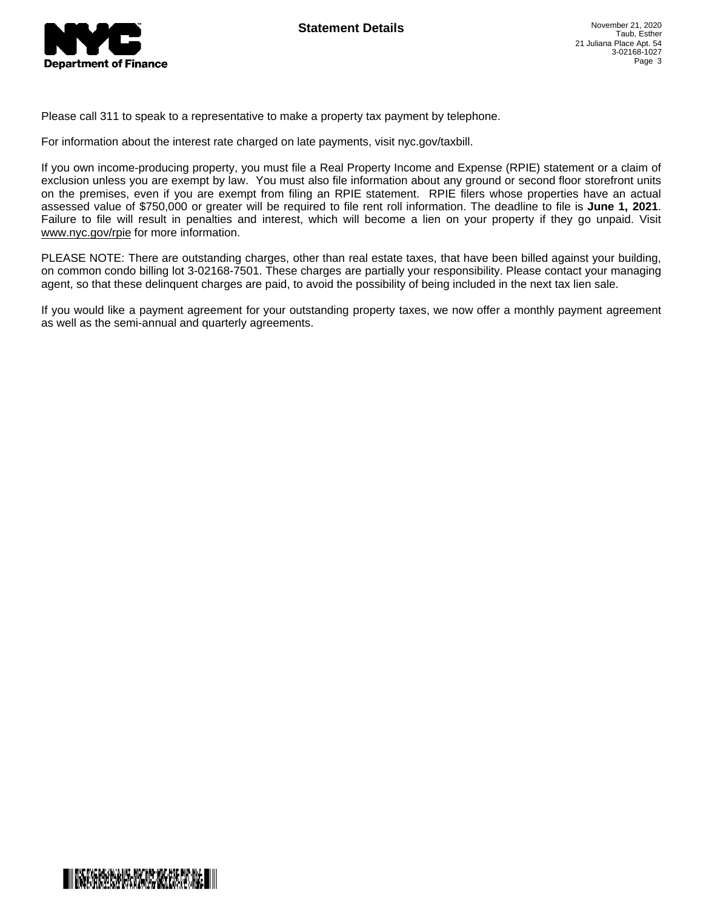Please call 311 to speak to a representative to make a property tax payment by telephone.

For information about the interest rate charged on late payments, visit nyc.gov/taxbill.

If you own income-producing property, you must file a Real Property Income and Expense (RPIE) statement or a claim of exclusion unless you are exempt by law. You must also file information about any ground or second floor storefront units on the premises, even if you are exempt from filing an RPIE statement. RPIE filers whose properties have an actual assessed value of $750,000 or greater will be required to file rent roll information. The deadline to file is **June 1, 2021**. Failure to file will result in penalties and interest, which will become a lien on your property if they go unpaid. Visit www.nyc.gov/rpie for more information.

PLEASE NOTE: There are outstanding charges, other than real estate taxes, that have been billed against your building, on common condo billing lot 3-02168-7501. These charges are partially your responsibility. Please contact your managing agent, so that these delinquent charges are paid, to avoid the possibility of being included in the next tax lien sale.

If you would like a payment agreement for your outstanding property taxes, we now offer a monthly payment agreement as well as the semi-annual and quarterly agreements.